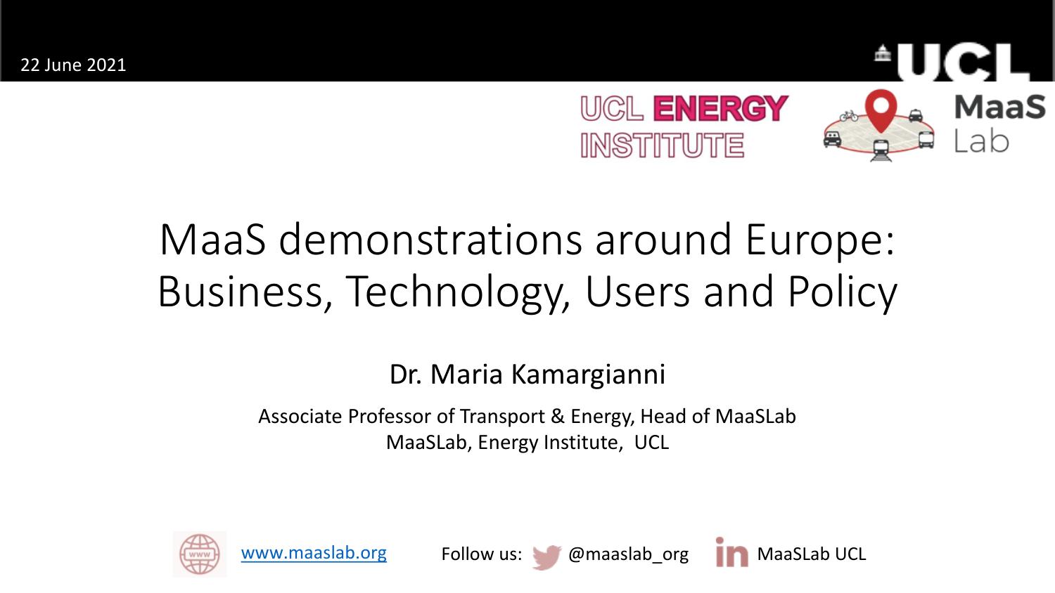22 June 2021

UCL ENERGY INSTITUTE

MaaS Lab

# MaaS demonstrations around Europe: Business, Technology, Users and Policy

Dr. Maria Kamargianni

Associate Professor of Transport & Energy, Head of MaaSLab
MaaSLab, Energy Institute, UCL

www.maaslab.org

Follow us: @maaslab_org MaaSLab UCL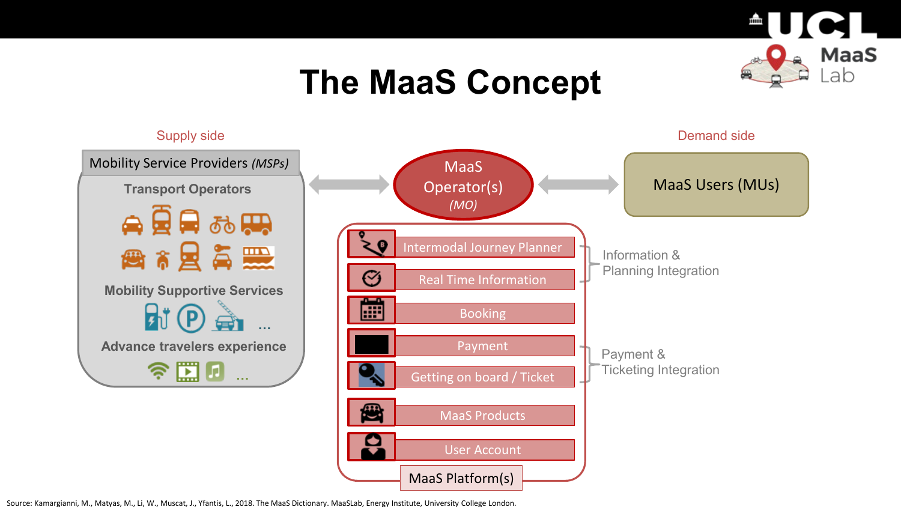# The MaaS Concept

**Supply side**

Mobility Service Providers *(MSPs)*

- Transport Operators
- Mobility Supportive Services ...
- Advance travelers experience ...

MaaS Operator(s) *(MO)*

**Demand side**

MaaS Users (MUs)

MaaS Platform(s)

- Intermodal Journey Planner
- Real Time Information
- Booking
- Payment
- Getting on board / Ticket
- MaaS Products
- User Account

Information & Planning Integration (Intermodal Journey Planner, Real Time Information)

Payment & Ticketing Integration (Payment, Getting on board / Ticket)

Source: Kamargianni, M., Matyas, M., Li, W., Muscat, J., Yfantis, L., 2018. The MaaS Dictionary. MaaSLab, Energy Institute, University College London.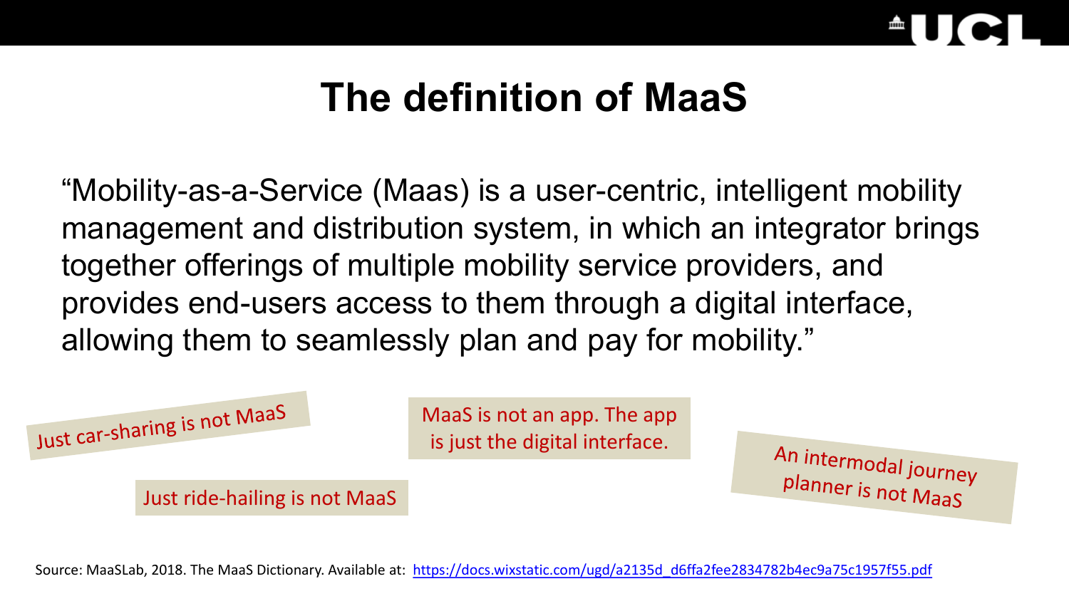# The definition of MaaS

"Mobility-as-a-Service (Maas) is a user-centric, intelligent mobility management and distribution system, in which an integrator brings together offerings of multiple mobility service providers, and provides end-users access to them through a digital interface, allowing them to seamlessly plan and pay for mobility."

Just car-sharing is not MaaS

MaaS is not an app. The app is just the digital interface.

An intermodal journey planner is not MaaS

Just ride-hailing is not MaaS

Source: MaaSLab, 2018. The MaaS Dictionary. Available at: https://docs.wixstatic.com/ugd/a2135d_d6ffa2fee2834782b4ec9a75c1957f55.pdf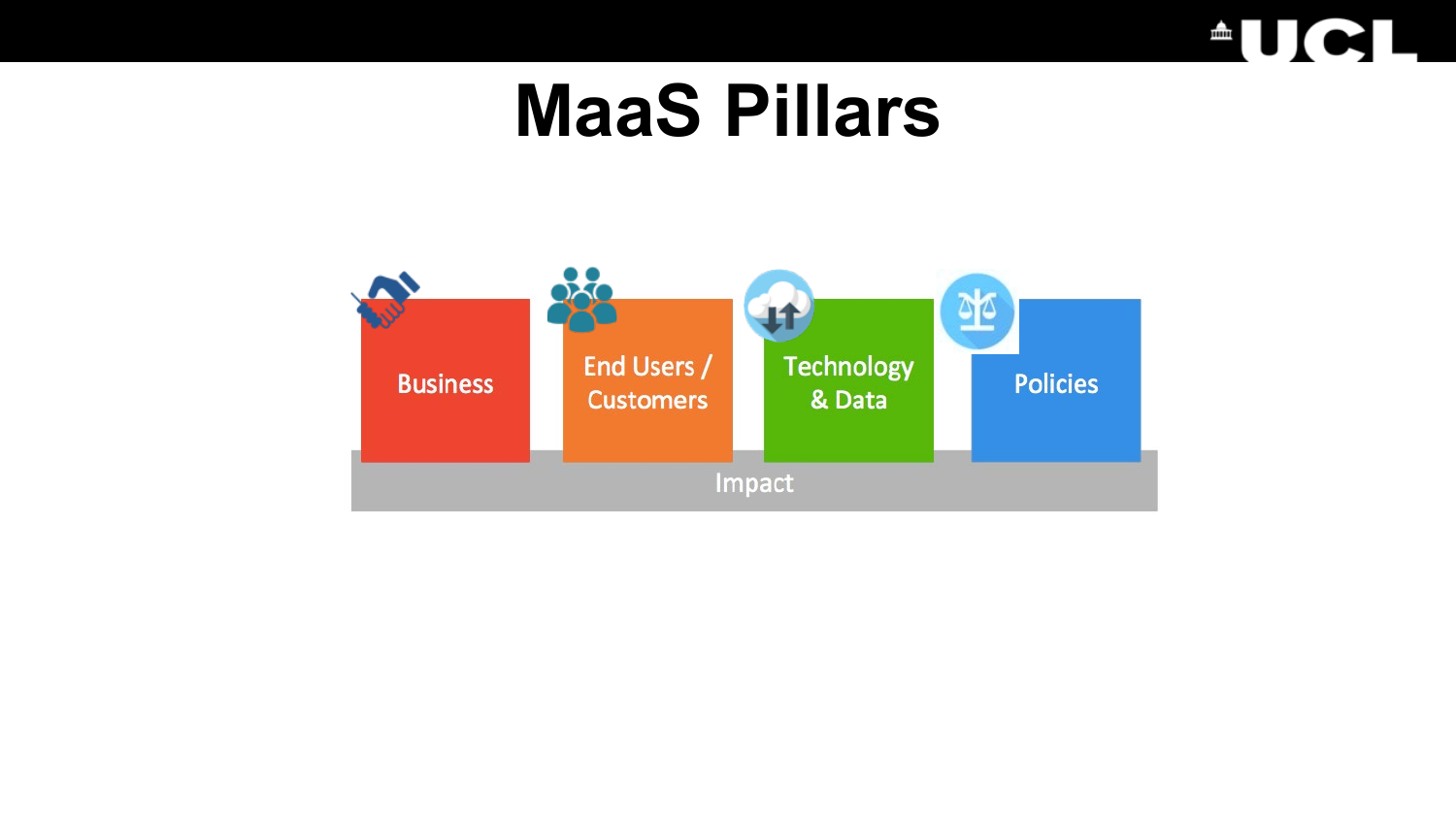# MaaS Pillars

- Business
- End Users / Customers
- Technology & Data
- Policies

Impact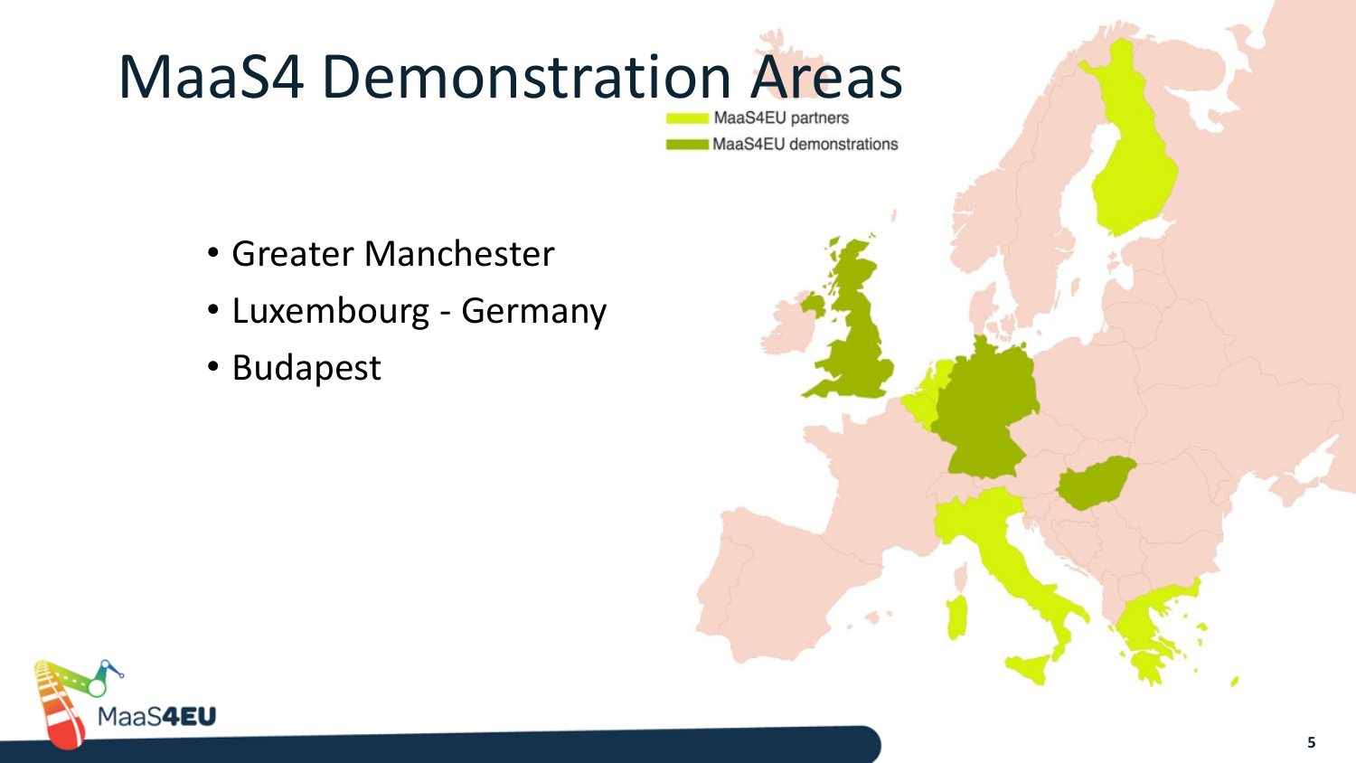# MaaS4 Demonstration Areas

MaaS4EU partners

MaaS4EU demonstrations

- Greater Manchester
- Luxembourg - Germany
- Budapest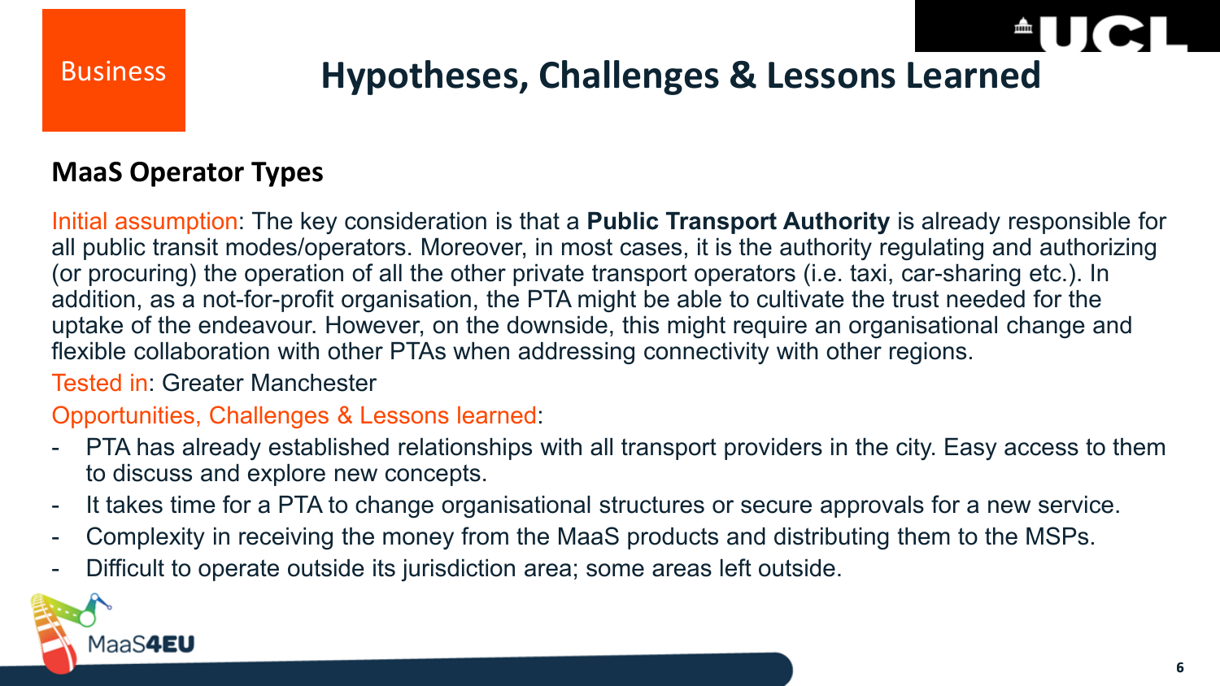Business

# Hypotheses, Challenges & Lessons Learned

## MaaS Operator Types

Initial assumption: The key consideration is that a **Public Transport Authority** is already responsible for all public transit modes/operators. Moreover, in most cases, it is the authority regulating and authorizing (or procuring) the operation of all the other private transport operators (i.e. taxi, car-sharing etc.). In addition, as a not-for-profit organisation, the PTA might be able to cultivate the trust needed for the uptake of the endeavour. However, on the downside, this might require an organisational change and flexible collaboration with other PTAs when addressing connectivity with other regions.

Tested in: Greater Manchester

Opportunities, Challenges & Lessons learned:

- PTA has already established relationships with all transport providers in the city. Easy access to them to discuss and explore new concepts.
- It takes time for a PTA to change organisational structures or secure approvals for a new service.
- Complexity in receiving the money from the MaaS products and distributing them to the MSPs.
- Difficult to operate outside its jurisdiction area; some areas left outside.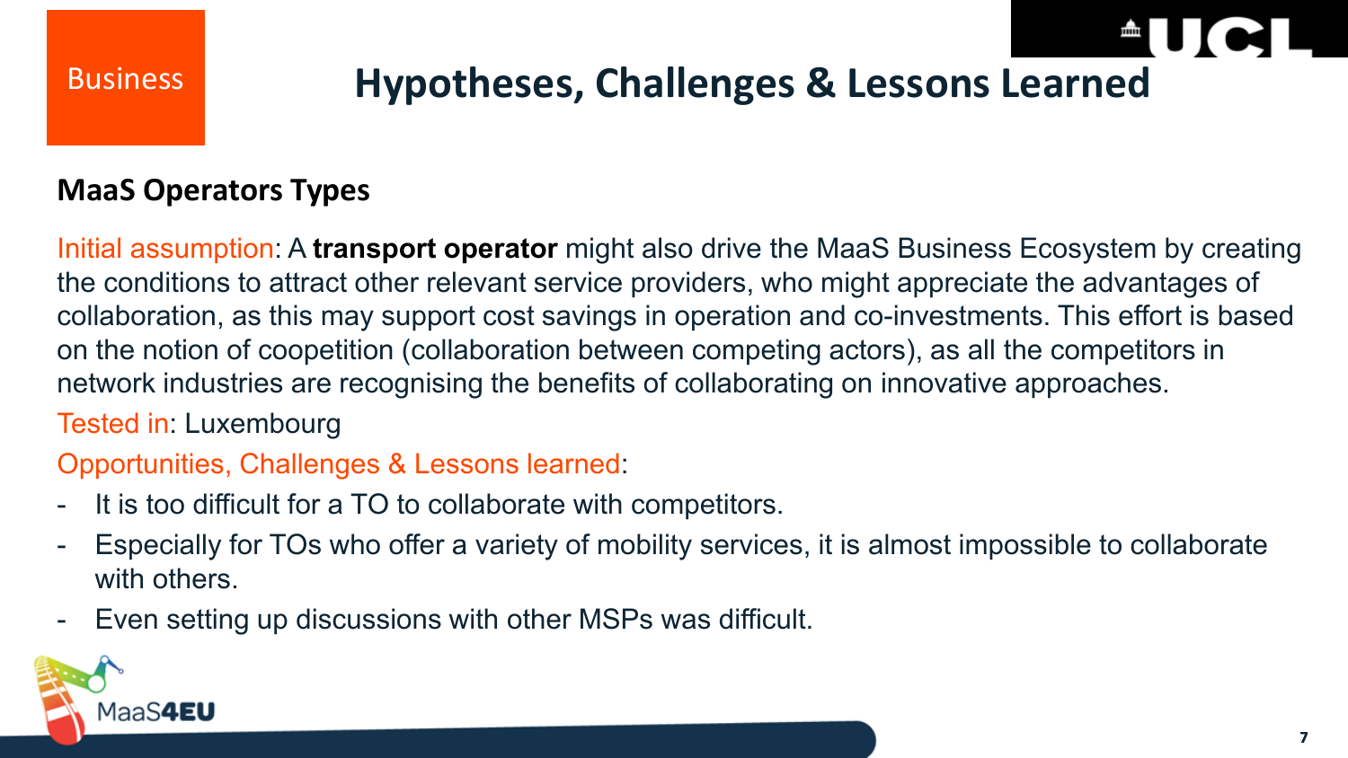Business

# Hypotheses, Challenges & Lessons Learned

## MaaS Operators Types

Initial assumption: A **transport operator** might also drive the MaaS Business Ecosystem by creating the conditions to attract other relevant service providers, who might appreciate the advantages of collaboration, as this may support cost savings in operation and co-investments. This effort is based on the notion of coopetition (collaboration between competing actors), as all the competitors in network industries are recognising the benefits of collaborating on innovative approaches.

Tested in: Luxembourg

Opportunities, Challenges & Lessons learned:

- It is too difficult for a TO to collaborate with competitors.
- Especially for TOs who offer a variety of mobility services, it is almost impossible to collaborate with others.
- Even setting up discussions with other MSPs was difficult.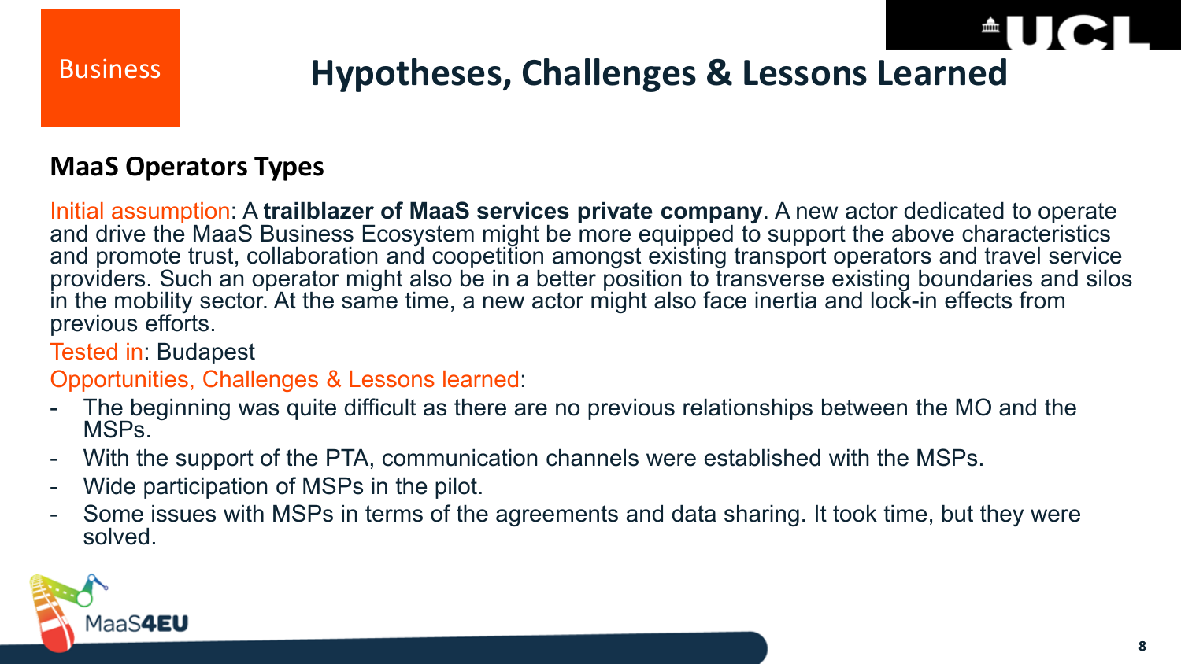Business

# Hypotheses, Challenges & Lessons Learned

## MaaS Operators Types

Initial assumption: A **trailblazer of MaaS services private company**. A new actor dedicated to operate and drive the MaaS Business Ecosystem might be more equipped to support the above characteristics and promote trust, collaboration and coopetition amongst existing transport operators and travel service providers. Such an operator might also be in a better position to transverse existing boundaries and silos in the mobility sector. At the same time, a new actor might also face inertia and lock-in effects from previous efforts.

Tested in: Budapest

Opportunities, Challenges & Lessons learned:

- The beginning was quite difficult as there are no previous relationships between the MO and the MSPs.
- With the support of the PTA, communication channels were established with the MSPs.
- Wide participation of MSPs in the pilot.
- Some issues with MSPs in terms of the agreements and data sharing. It took time, but they were solved.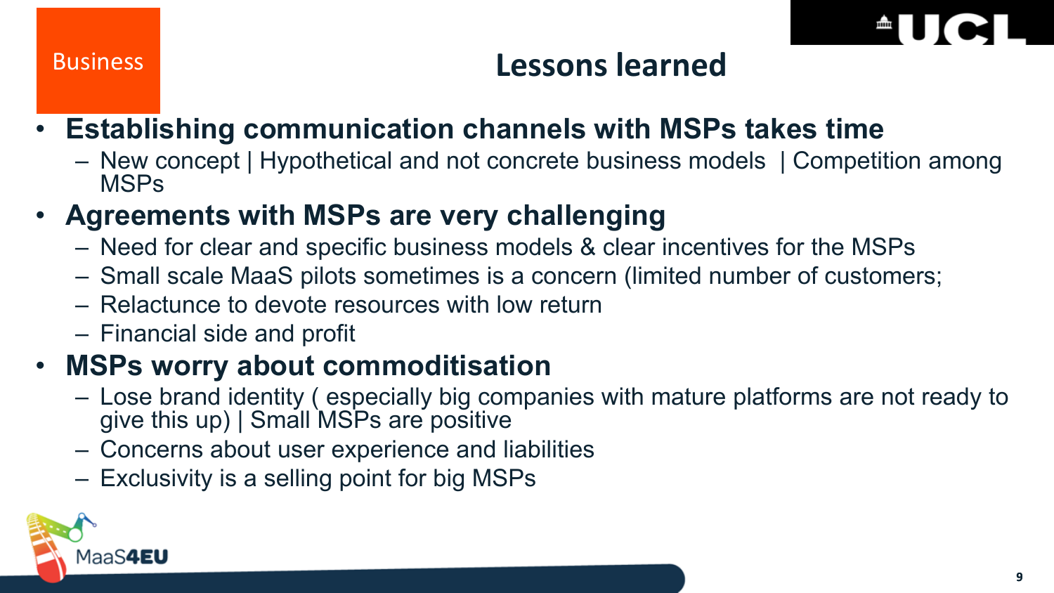Business

# Lessons learned

- **Establishing communication channels with MSPs takes time**
  - New concept | Hypothetical and not concrete business models | Competition among MSPs
- **Agreements with MSPs are very challenging**
  - Need for clear and specific business models & clear incentives for the MSPs
  - Small scale MaaS pilots sometimes is a concern (limited number of customers;
  - Relactunce to devote resources with low return
  - Financial side and profit
- **MSPs worry about commoditisation**
  - Lose brand identity ( especially big companies with mature platforms are not ready to give this up) | Small MSPs are positive
  - Concerns about user experience and liabilities
  - Exclusivity is a selling point for big MSPs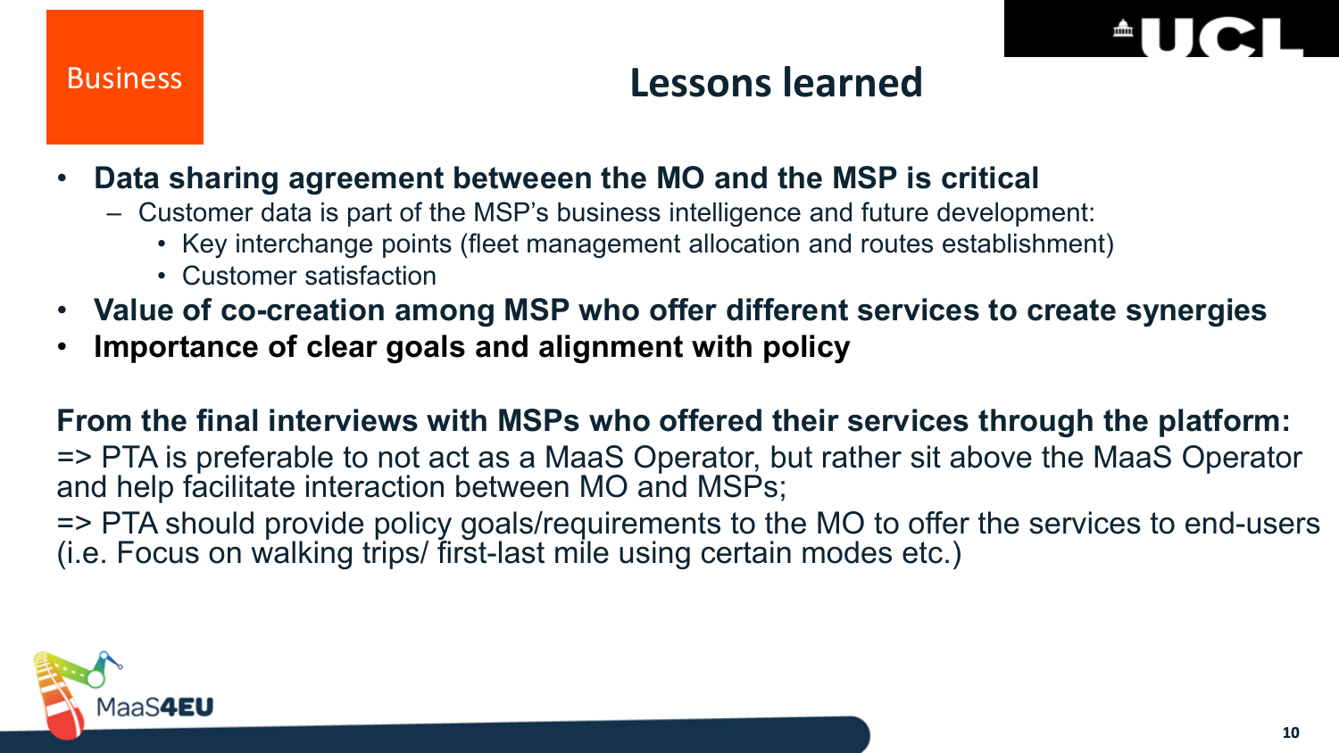Business

# Lessons learned

- **Data sharing agreement betweeen the MO and the MSP is critical**
  - Customer data is part of the MSP's business intelligence and future development:
    - Key interchange points (fleet management allocation and routes establishment)
    - Customer satisfaction
- **Value of co-creation among MSP who offer different services to create synergies**
- **Importance of clear goals and alignment with policy**

**From the final interviews with MSPs who offered their services through the platform:**

=> PTA is preferable to not act as a MaaS Operator, but rather sit above the MaaS Operator and help facilitate interaction between MO and MSPs;

=> PTA should provide policy goals/requirements to the MO to offer the services to end-users (i.e. Focus on walking trips/ first-last mile using certain modes etc.)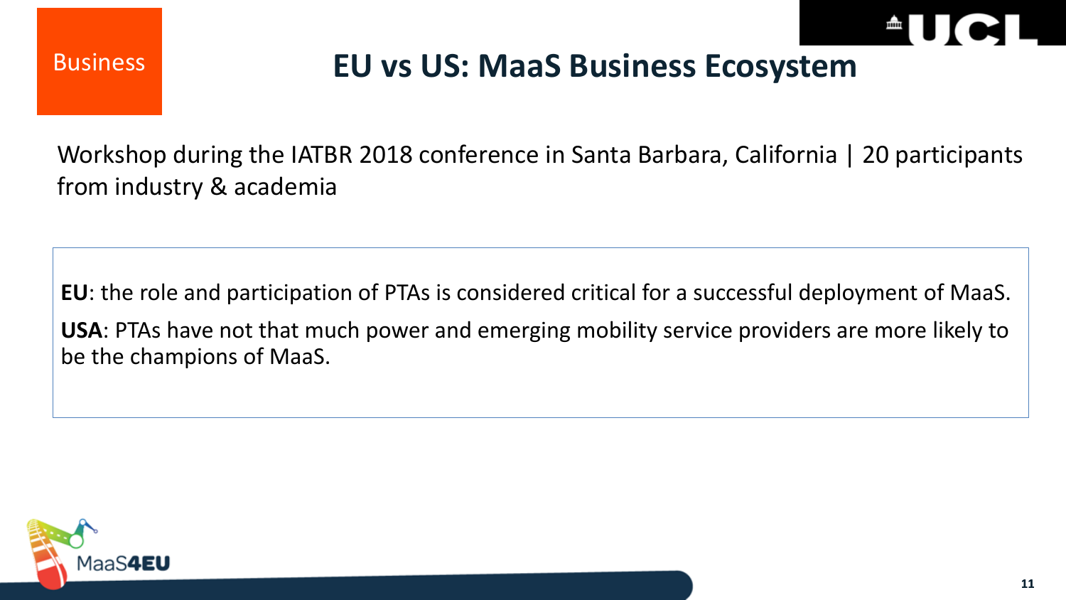Business

# EU vs US: MaaS Business Ecosystem

Workshop during the IATBR 2018 conference in Santa Barbara, California | 20 participants from industry & academia

**EU**: the role and participation of PTAs is considered critical for a successful deployment of MaaS.

**USA**: PTAs have not that much power and emerging mobility service providers are more likely to be the champions of MaaS.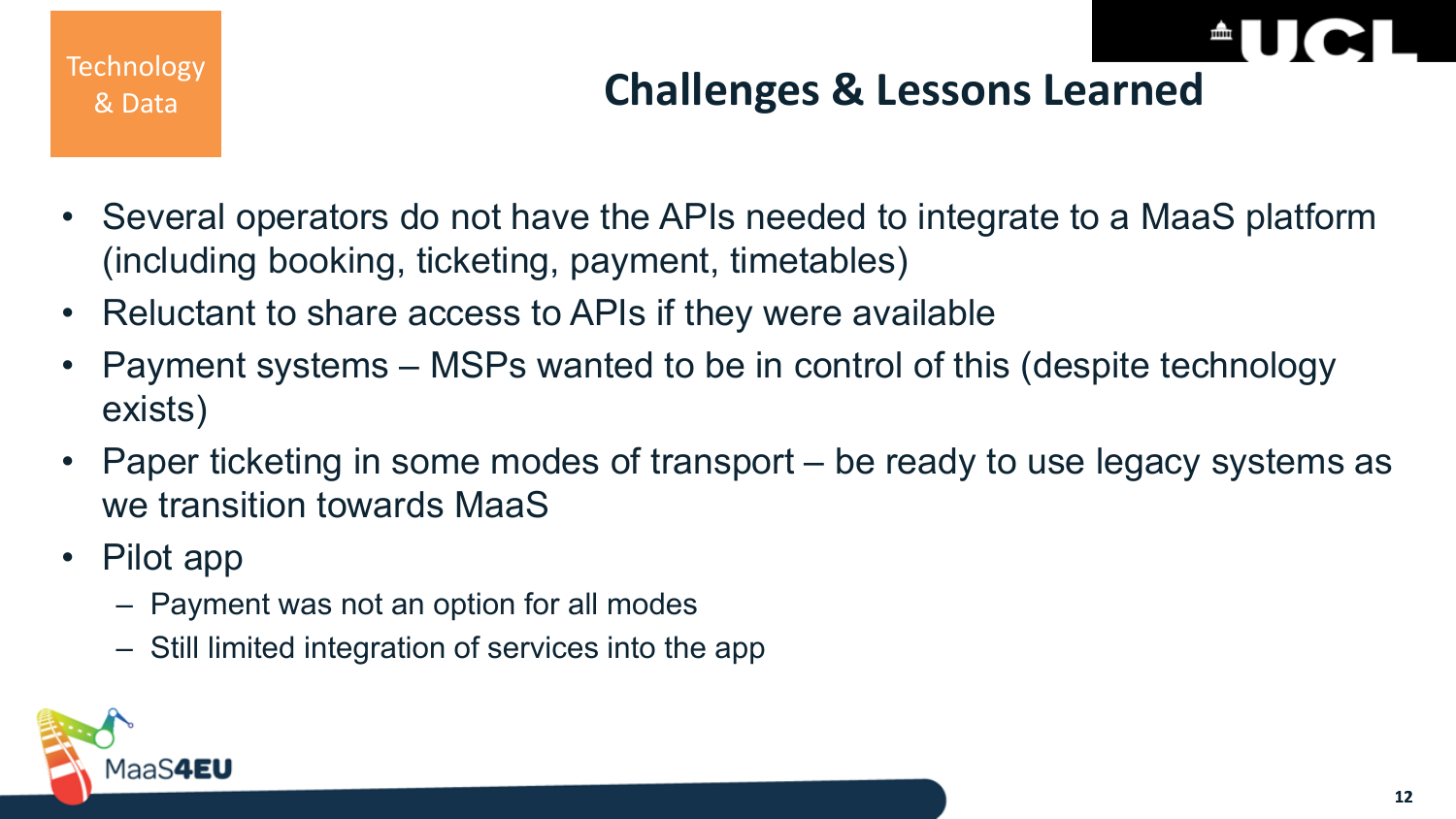Technology & Data

## Challenges & Lessons Learned

- Several operators do not have the APIs needed to integrate to a MaaS platform (including booking, ticketing, payment, timetables)
- Reluctant to share access to APIs if they were available
- Payment systems – MSPs wanted to be in control of this (despite technology exists)
- Paper ticketing in some modes of transport – be ready to use legacy systems as we transition towards MaaS
- Pilot app
  - Payment was not an option for all modes
  - Still limited integration of services into the app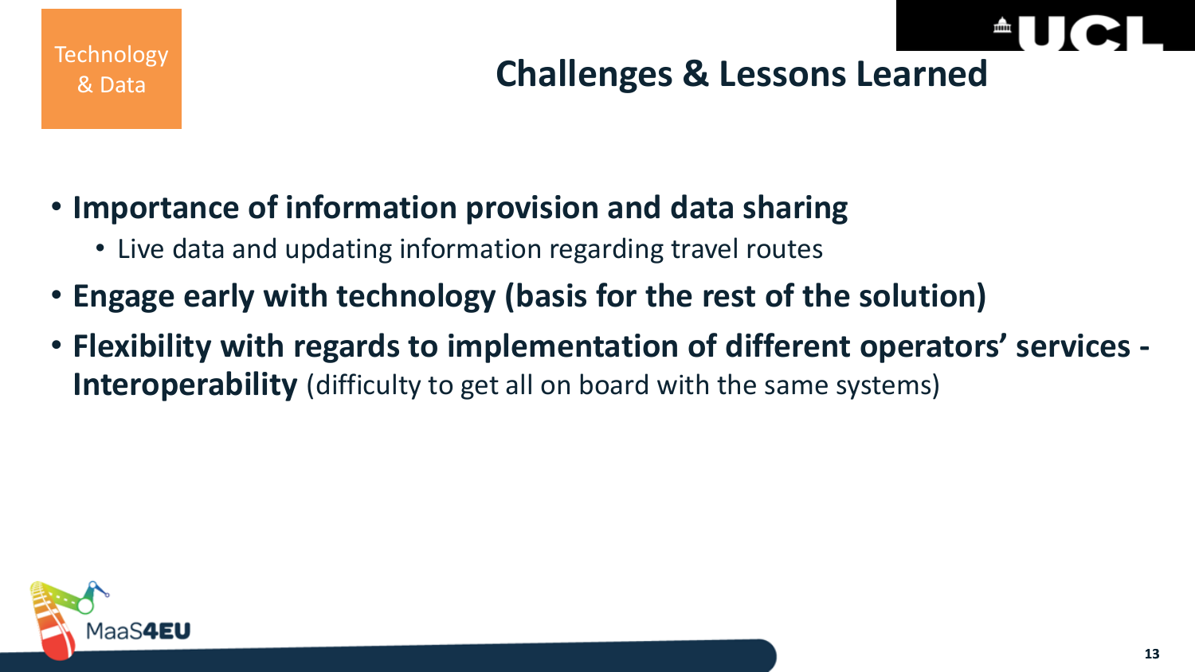Technology & Data

# Challenges & Lessons Learned

- **Importance of information provision and data sharing**
  - Live data and updating information regarding travel routes
- **Engage early with technology (basis for the rest of the solution)**
- **Flexibility with regards to implementation of different operators' services - Interoperability** (difficulty to get all on board with the same systems)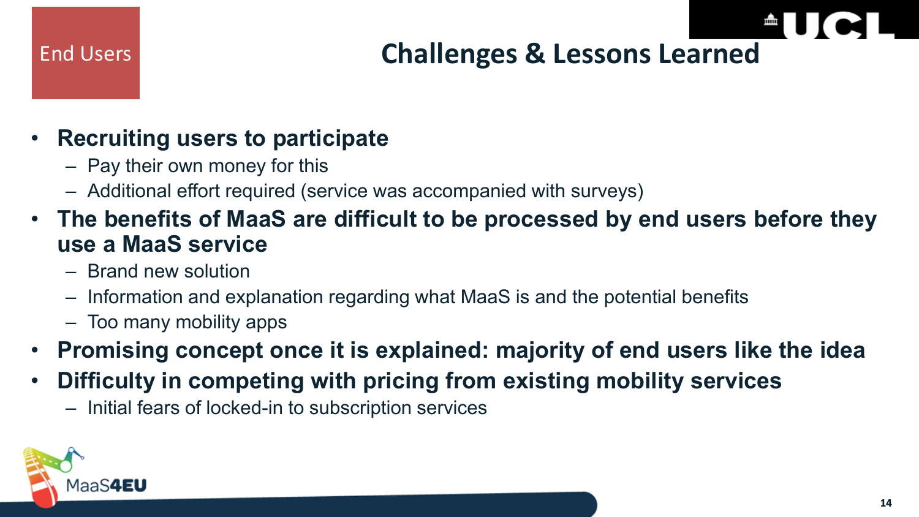End Users

# Challenges & Lessons Learned

- **Recruiting users to participate**
  - Pay their own money for this
  - Additional effort required (service was accompanied with surveys)
- **The benefits of MaaS are difficult to be processed by end users before they use a MaaS service**
  - Brand new solution
  - Information and explanation regarding what MaaS is and the potential benefits
  - Too many mobility apps
- **Promising concept once it is explained: majority of end users like the idea**
- **Difficulty in competing with pricing from existing mobility services**
  - Initial fears of locked-in to subscription services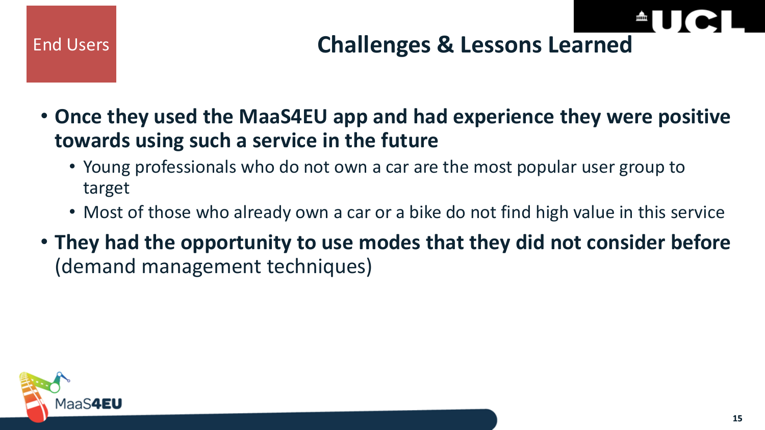End Users

# Challenges & Lessons Learned

- **Once they used the MaaS4EU app and had experience they were positive towards using such a service in the future**
  - Young professionals who do not own a car are the most popular user group to target
  - Most of those who already own a car or a bike do not find high value in this service
- **They had the opportunity to use modes that they did not consider before** (demand management techniques)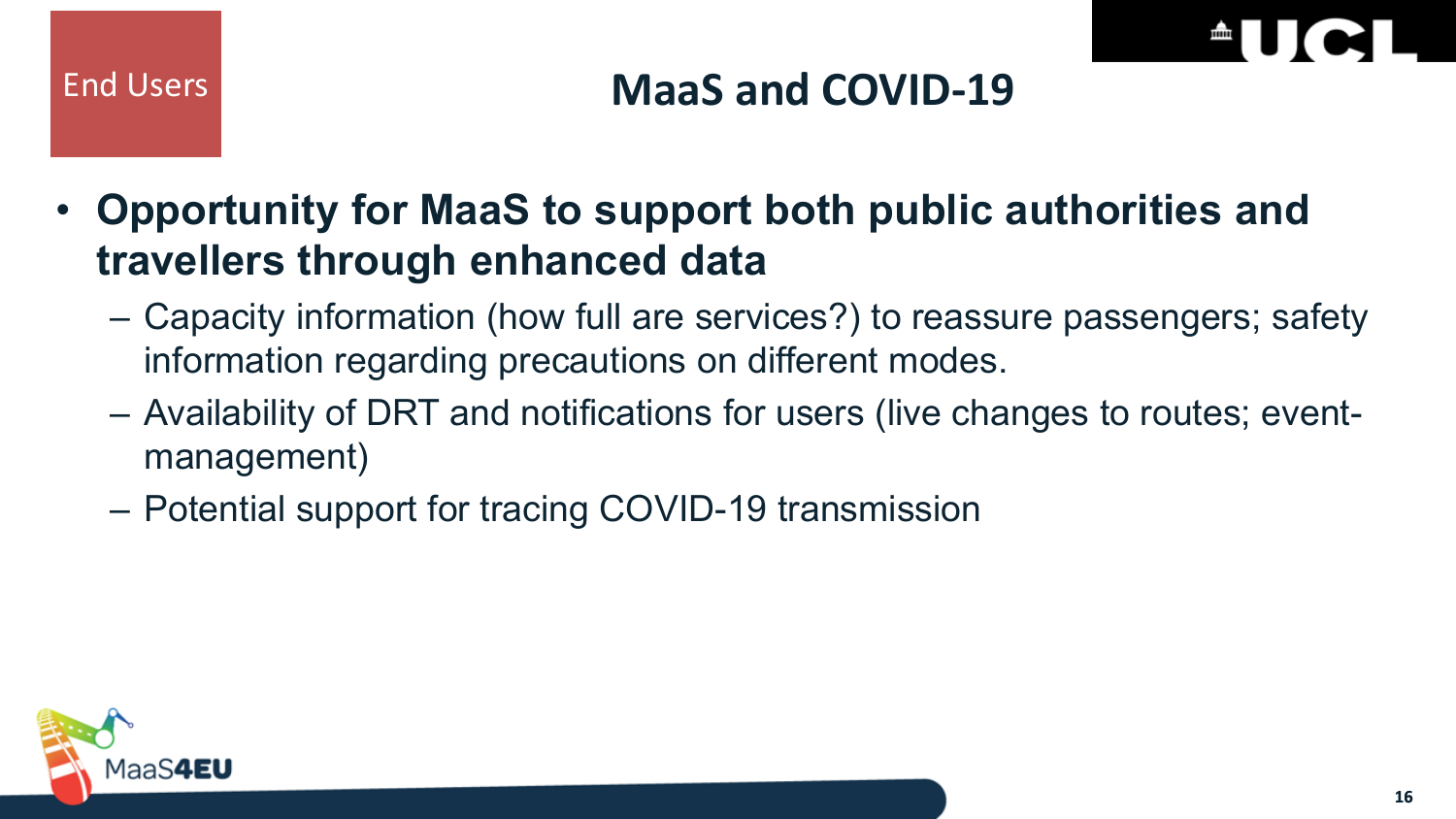End Users

# MaaS and COVID-19

- **Opportunity for MaaS to support both public authorities and travellers through enhanced data**
  - Capacity information (how full are services?) to reassure passengers; safety information regarding precautions on different modes.
  - Availability of DRT and notifications for users (live changes to routes; event-management)
  - Potential support for tracing COVID-19 transmission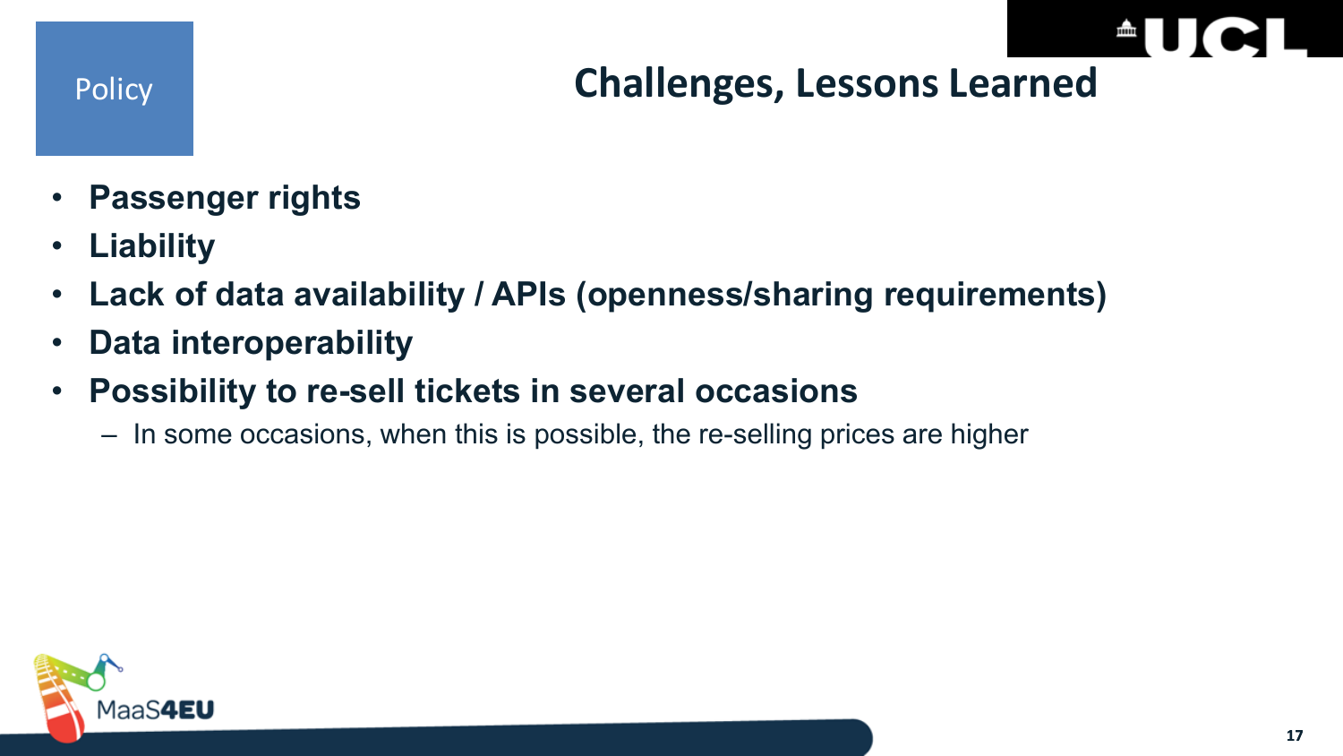Policy

# Challenges, Lessons Learned

- **Passenger rights**
- **Liability**
- **Lack of data availability / APIs (openness/sharing requirements)**
- **Data interoperability**
- **Possibility to re-sell tickets in several occasions**
  - In some occasions, when this is possible, the re-selling prices are higher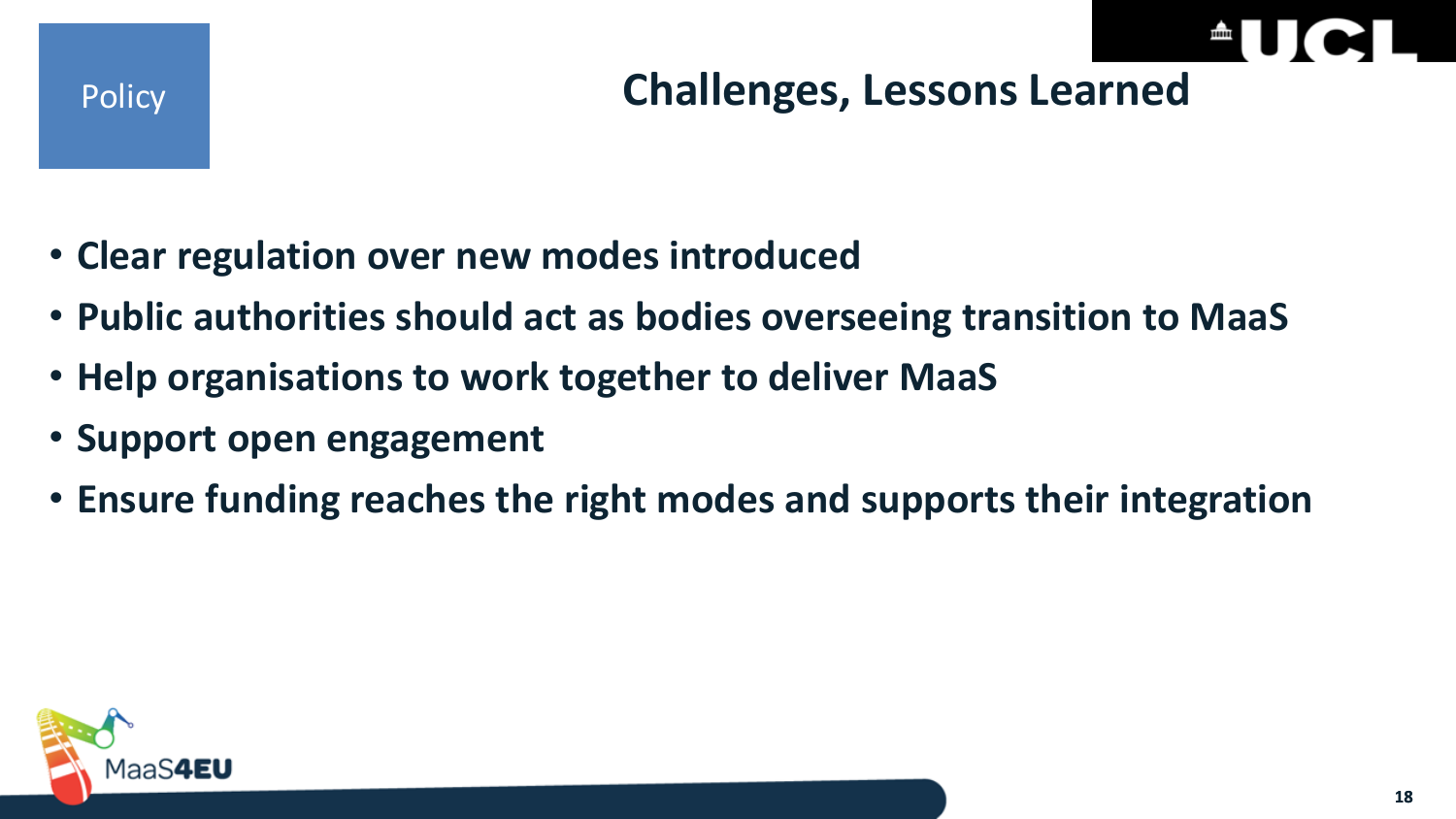Policy

## Challenges, Lessons Learned

- **Clear regulation over new modes introduced**
- **Public authorities should act as bodies overseeing transition to MaaS**
- **Help organisations to work together to deliver MaaS**
- **Support open engagement**
- **Ensure funding reaches the right modes and supports their integration**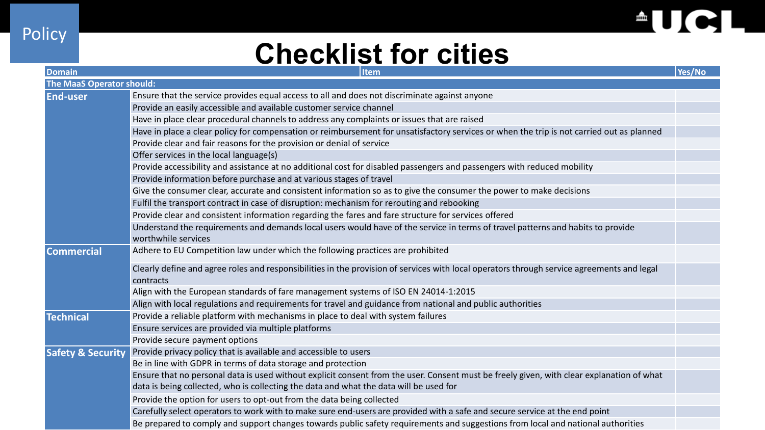Policy

# Checklist for cities

| Domain | Item | Yes/No |
|---|---|---|
| **The MaaS Operator should:** | | |
| **End-user** | Ensure that the service provides equal access to all and does not discriminate against anyone | |
| | Provide an easily accessible and available customer service channel | |
| | Have in place clear procedural channels to address any complaints or issues that are raised | |
| | Have in place a clear policy for compensation or reimbursement for unsatisfactory services or when the trip is not carried out as planned | |
| | Provide clear and fair reasons for the provision or denial of service | |
| | Offer services in the local language(s) | |
| | Provide accessibility and assistance at no additional cost for disabled passengers and passengers with reduced mobility | |
| | Provide information before purchase and at various stages of travel | |
| | Give the consumer clear, accurate and consistent information so as to give the consumer the power to make decisions | |
| | Fulfil the transport contract in case of disruption: mechanism for rerouting and rebooking | |
| | Provide clear and consistent information regarding the fares and fare structure for services offered | |
| | Understand the requirements and demands local users would have of the service in terms of travel patterns and habits to provide worthwhile services | |
| **Commercial** | Adhere to EU Competition law under which the following practices are prohibited | |
| | Clearly define and agree roles and responsibilities in the provision of services with local operators through service agreements and legal contracts | |
| | Align with the European standards of fare management systems of ISO EN 24014-1:2015 | |
| | Align with local regulations and requirements for travel and guidance from national and public authorities | |
| **Technical** | Provide a reliable platform with mechanisms in place to deal with system failures | |
| | Ensure services are provided via multiple platforms | |
| | Provide secure payment options | |
| **Safety & Security** | Provide privacy policy that is available and accessible to users | |
| | Be in line with GDPR in terms of data storage and protection | |
| | Ensure that no personal data is used without explicit consent from the user. Consent must be freely given, with clear explanation of what data is being collected, who is collecting the data and what the data will be used for | |
| | Provide the option for users to opt-out from the data being collected | |
| | Carefully select operators to work with to make sure end-users are provided with a safe and secure service at the end point | |
| | Be prepared to comply and support changes towards public safety requirements and suggestions from local and national authorities | |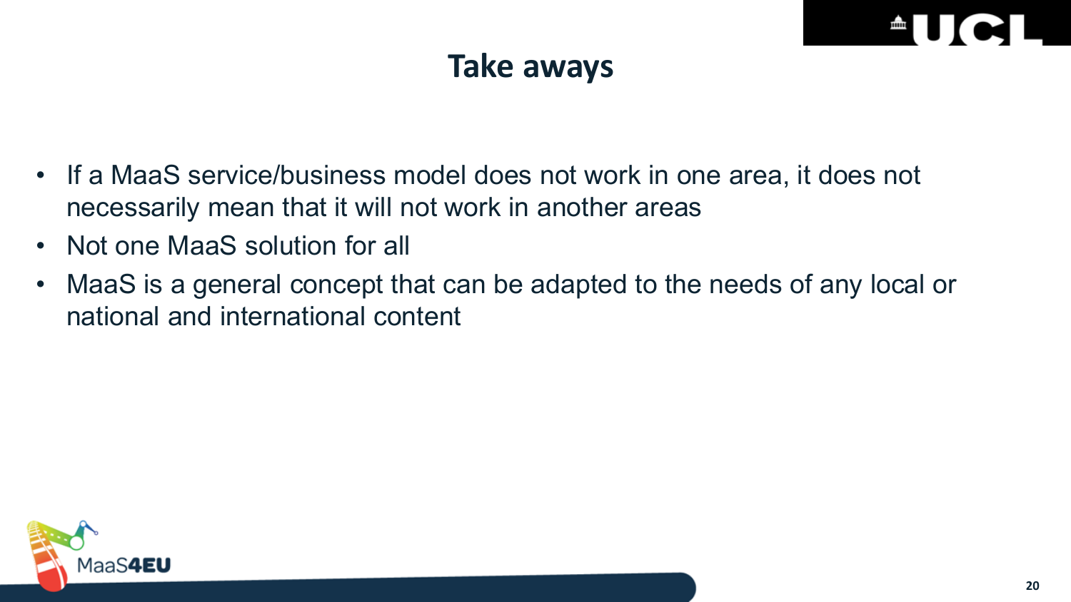# Take aways

- If a MaaS service/business model does not work in one area, it does not necessarily mean that it will not work in another areas
- Not one MaaS solution for all
- MaaS is a general concept that can be adapted to the needs of any local or national and international content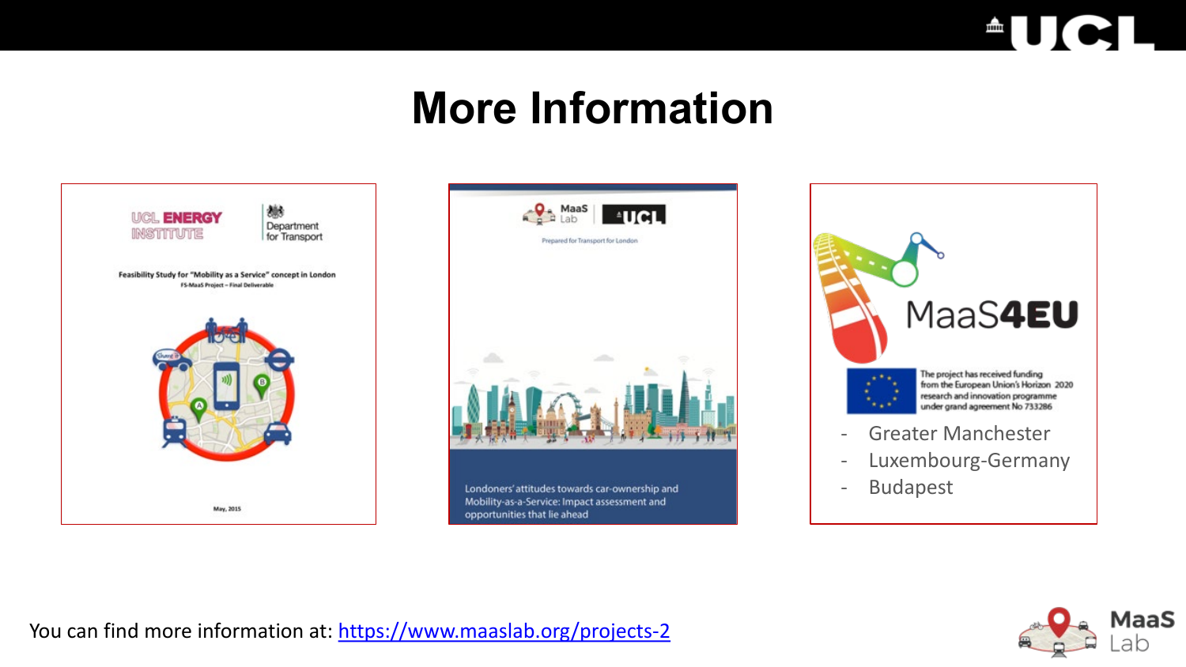# More Information

UCL ENERGY INSTITUTE | Department for Transport

**Feasibility Study for "Mobility as a Service" concept in London**

FS-MaaS Project – Final Deliverable

May, 2015

MaaS Lab | UCL

Prepared for Transport for London

Londoners' attitudes towards car-ownership and Mobility-as-a-Service: Impact assessment and opportunities that lie ahead

MaaS4EU

The project has received funding from the European Union's Horizon 2020 research and innovation programme under grant agreement No 733286

- Greater Manchester
- Luxembourg-Germany
- Budapest

You can find more information at: [https://www.maaslab.org/projects-2](https://www.maaslab.org/projects-2)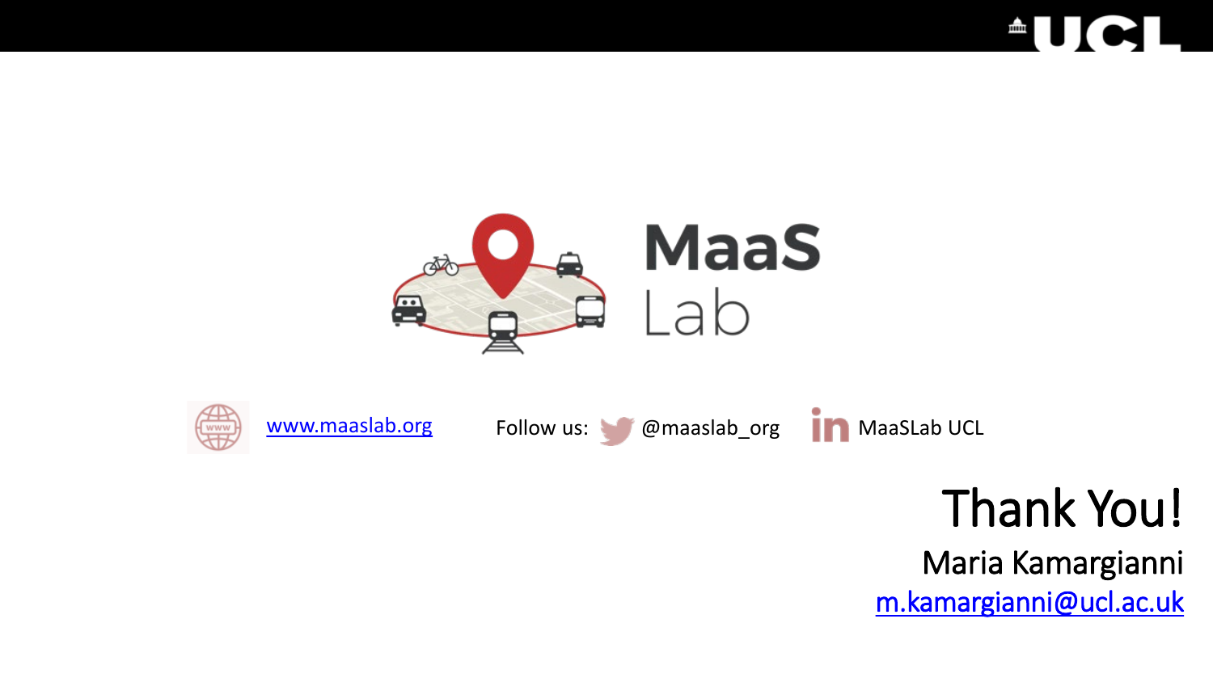MaaS Lab

www.maaslab.org

Follow us: @maaslab_org MaaSLab UCL

# Thank You!

Maria Kamargianni

m.kamargianni@ucl.ac.uk